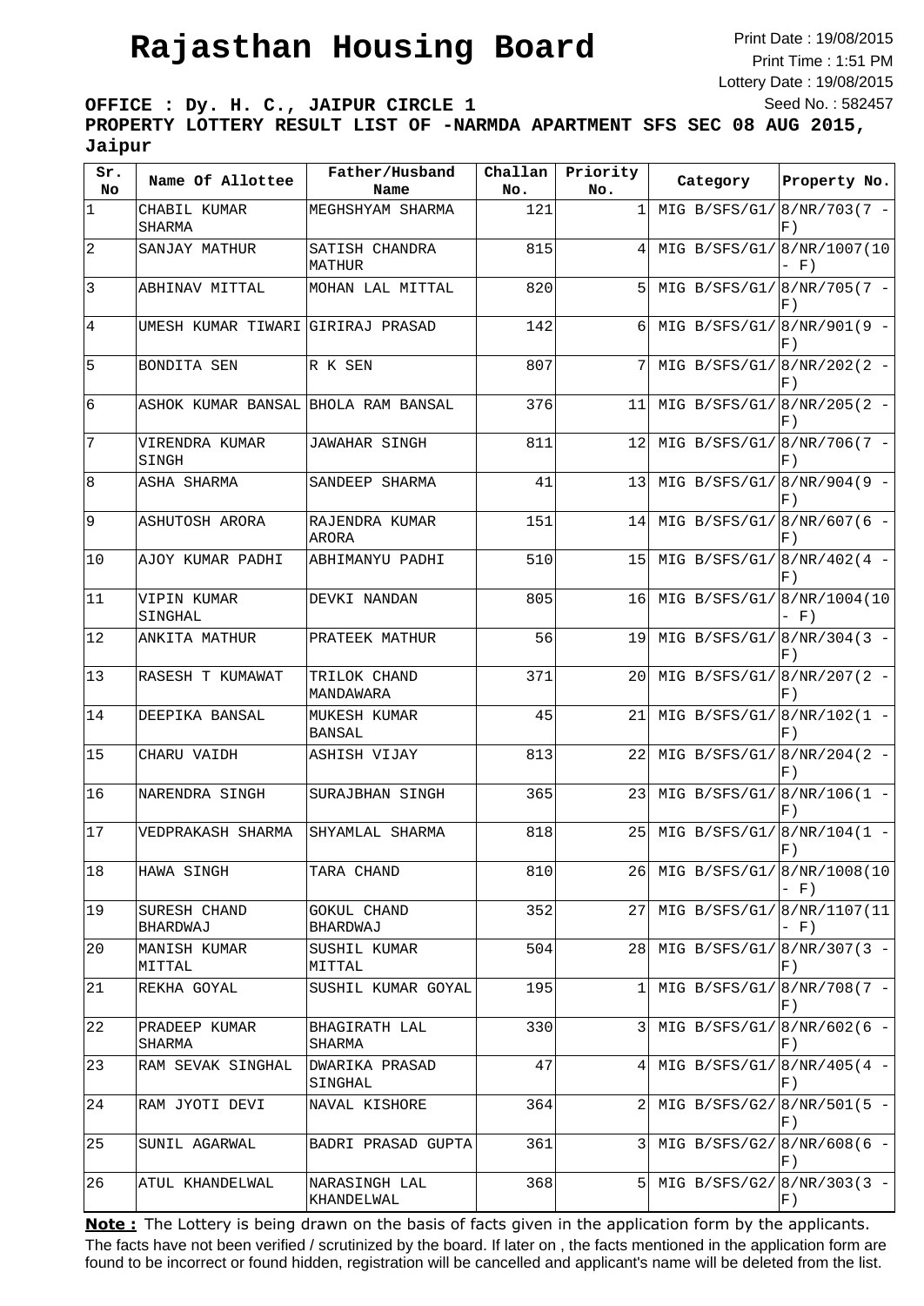# Rajasthan Housing Board

Print Date : 19/08/2015
Print Time : 1:51 PM
Lottery Date : 19/08/2015
Seed No. : 582457

**OFFICE : Dy. H. C., JAIPUR CIRCLE 1**
**PROPERTY LOTTERY RESULT LIST OF -NARMDA APARTMENT SFS SEC 08 AUG 2015, Jaipur**

| Sr. No | Name Of Allottee | Father/Husband Name | Challan No. | Priority No. | Category | Property No. |
|---|---|---|---|---|---|---|
| 1 | CHABIL KUMAR SHARMA | MEGHSHYAM SHARMA | 121 | 1 | MIG B/SFS/G1/ | 8/NR/703(7 - F) |
| 2 | SANJAY MATHUR | SATISH CHANDRA MATHUR | 815 | 4 | MIG B/SFS/G1/ | 8/NR/1007(10 - F) |
| 3 | ABHINAV MITTAL | MOHAN LAL MITTAL | 820 | 5 | MIG B/SFS/G1/ | 8/NR/705(7 - F) |
| 4 | UMESH KUMAR TIWARI | GIRIRAJ PRASAD | 142 | 6 | MIG B/SFS/G1/ | 8/NR/901(9 - F) |
| 5 | BONDITA SEN | R K SEN | 807 | 7 | MIG B/SFS/G1/ | 8/NR/202(2 - F) |
| 6 | ASHOK KUMAR BANSAL | BHOLA RAM BANSAL | 376 | 11 | MIG B/SFS/G1/ | 8/NR/205(2 - F) |
| 7 | VIRENDRA KUMAR SINGH | JAWAHAR SINGH | 811 | 12 | MIG B/SFS/G1/ | 8/NR/706(7 - F) |
| 8 | ASHA SHARMA | SANDEEP SHARMA | 41 | 13 | MIG B/SFS/G1/ | 8/NR/904(9 - F) |
| 9 | ASHUTOSH ARORA | RAJENDRA KUMAR ARORA | 151 | 14 | MIG B/SFS/G1/ | 8/NR/607(6 - F) |
| 10 | AJOY KUMAR PADHI | ABHIMANYU PADHI | 510 | 15 | MIG B/SFS/G1/ | 8/NR/402(4 - F) |
| 11 | VIPIN KUMAR SINGHAL | DEVKI NANDAN | 805 | 16 | MIG B/SFS/G1/ | 8/NR/1004(10 - F) |
| 12 | ANKITA MATHUR | PRATEEK MATHUR | 56 | 19 | MIG B/SFS/G1/ | 8/NR/304(3 - F) |
| 13 | RASESH T KUMAWAT | TRILOK CHAND MANDAWARA | 371 | 20 | MIG B/SFS/G1/ | 8/NR/207(2 - F) |
| 14 | DEEPIKA BANSAL | MUKESH KUMAR BANSAL | 45 | 21 | MIG B/SFS/G1/ | 8/NR/102(1 - F) |
| 15 | CHARU VAIDH | ASHISH VIJAY | 813 | 22 | MIG B/SFS/G1/ | 8/NR/204(2 - F) |
| 16 | NARENDRA SINGH | SURAJBHAN SINGH | 365 | 23 | MIG B/SFS/G1/ | 8/NR/106(1 - F) |
| 17 | VEDPRAKASH SHARMA | SHYAMLAL SHARMA | 818 | 25 | MIG B/SFS/G1/ | 8/NR/104(1 - F) |
| 18 | HAWA SINGH | TARA CHAND | 810 | 26 | MIG B/SFS/G1/ | 8/NR/1008(10 - F) |
| 19 | SURESH CHAND BHARDWAJ | GOKUL CHAND BHARDWAJ | 352 | 27 | MIG B/SFS/G1/ | 8/NR/1107(11 - F) |
| 20 | MANISH KUMAR MITTAL | SUSHIL KUMAR MITTAL | 504 | 28 | MIG B/SFS/G1/ | 8/NR/307(3 - F) |
| 21 | REKHA GOYAL | SUSHIL KUMAR GOYAL | 195 | 1 | MIG B/SFS/G1/ | 8/NR/708(7 - F) |
| 22 | PRADEEP KUMAR SHARMA | BHAGIRATH LAL SHARMA | 330 | 3 | MIG B/SFS/G1/ | 8/NR/602(6 - F) |
| 23 | RAM SEVAK SINGHAL | DWARIKA PRASAD SINGHAL | 47 | 4 | MIG B/SFS/G1/ | 8/NR/405(4 - F) |
| 24 | RAM JYOTI DEVI | NAVAL KISHORE | 364 | 2 | MIG B/SFS/G2/ | 8/NR/501(5 - F) |
| 25 | SUNIL AGARWAL | BADRI PRASAD GUPTA | 361 | 3 | MIG B/SFS/G2/ | 8/NR/608(6 - F) |
| 26 | ATUL KHANDELWAL | NARASINGH LAL KHANDELWAL | 368 | 5 | MIG B/SFS/G2/ | 8/NR/303(3 - F) |

**Note :** The Lottery is being drawn on the basis of facts given in the application form by the applicants. The facts have not been verified / scrutinized by the board. If later on , the facts mentioned in the application form are found to be incorrect or found hidden, registration will be cancelled and applicant's name will be deleted from the list.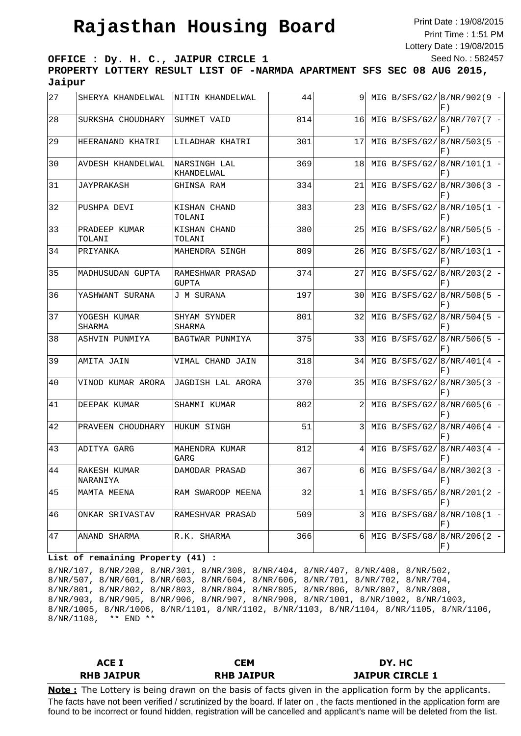# Rajasthan Housing Board

Print Date : 19/08/2015
Print Time : 1:51 PM
Lottery Date : 19/08/2015
Seed No. : 582457

**OFFICE : Dy. H. C., JAIPUR CIRCLE 1**

**PROPERTY LOTTERY RESULT LIST OF -NARMDA APARTMENT SFS SEC 08 AUG 2015, Jaipur**

| | | | | | | |
|---|---|---|---|---|---|---|
| 27 | SHERYA KHANDELWAL | NITIN KHANDELWAL | 44 | 9 | MIG B/SFS/G2/ | 8/NR/902(9 - F) |
| 28 | SURKSHA CHOUDHARY | SUMMET VAID | 814 | 16 | MIG B/SFS/G2/ | 8/NR/707(7 - F) |
| 29 | HEERANAND KHATRI | LILADHAR KHATRI | 301 | 17 | MIG B/SFS/G2/ | 8/NR/503(5 - F) |
| 30 | AVDESH KHANDELWAL | NARSINGH LAL KHANDELWAL | 369 | 18 | MIG B/SFS/G2/ | 8/NR/101(1 - F) |
| 31 | JAYPRAKASH | GHINSA RAM | 334 | 21 | MIG B/SFS/G2/ | 8/NR/306(3 - F) |
| 32 | PUSHPA DEVI | KISHAN CHAND TOLANI | 383 | 23 | MIG B/SFS/G2/ | 8/NR/105(1 - F) |
| 33 | PRADEEP KUMAR TOLANI | KISHAN CHAND TOLANI | 380 | 25 | MIG B/SFS/G2/ | 8/NR/505(5 - F) |
| 34 | PRIYANKA | MAHENDRA SINGH | 809 | 26 | MIG B/SFS/G2/ | 8/NR/103(1 - F) |
| 35 | MADHUSUDAN GUPTA | RAMESHWAR PRASAD GUPTA | 374 | 27 | MIG B/SFS/G2/ | 8/NR/203(2 - F) |
| 36 | YASHWANT SURANA | J M SURANA | 197 | 30 | MIG B/SFS/G2/ | 8/NR/508(5 - F) |
| 37 | YOGESH KUMAR SHARMA | SHYAM SYNDER SHARMA | 801 | 32 | MIG B/SFS/G2/ | 8/NR/504(5 - F) |
| 38 | ASHVIN PUNMIYA | BAGTWAR PUNMIYA | 375 | 33 | MIG B/SFS/G2/ | 8/NR/506(5 - F) |
| 39 | AMITA JAIN | VIMAL CHAND JAIN | 318 | 34 | MIG B/SFS/G2/ | 8/NR/401(4 - F) |
| 40 | VINOD KUMAR ARORA | JAGDISH LAL ARORA | 370 | 35 | MIG B/SFS/G2/ | 8/NR/305(3 - F) |
| 41 | DEEPAK KUMAR | SHAMMI KUMAR | 802 | 2 | MIG B/SFS/G2/ | 8/NR/605(6 - F) |
| 42 | PRAVEEN CHOUDHARY | HUKUM SINGH | 51 | 3 | MIG B/SFS/G2/ | 8/NR/406(4 - F) |
| 43 | ADITYA GARG | MAHENDRA KUMAR GARG | 812 | 4 | MIG B/SFS/G2/ | 8/NR/403(4 - F) |
| 44 | RAKESH KUMAR NARANIYA | DAMODAR PRASAD | 367 | 6 | MIG B/SFS/G4/ | 8/NR/302(3 - F) |
| 45 | MAMTA MEENA | RAM SWAROOP MEENA | 32 | 1 | MIG B/SFS/G5/ | 8/NR/201(2 - F) |
| 46 | ONKAR SRIVASTAV | RAMESHVAR PRASAD | 509 | 3 | MIG B/SFS/G8/ | 8/NR/108(1 - F) |
| 47 | ANAND SHARMA | R.K. SHARMA | 366 | 6 | MIG B/SFS/G8/ | 8/NR/206(2 - F) |

**List of remaining Property (41) :**

8/NR/107, 8/NR/208, 8/NR/301, 8/NR/308, 8/NR/404, 8/NR/407, 8/NR/408, 8/NR/502, 8/NR/507, 8/NR/601, 8/NR/603, 8/NR/604, 8/NR/606, 8/NR/701, 8/NR/702, 8/NR/704, 8/NR/801, 8/NR/802, 8/NR/803, 8/NR/804, 8/NR/805, 8/NR/806, 8/NR/807, 8/NR/808, 8/NR/903, 8/NR/905, 8/NR/906, 8/NR/907, 8/NR/908, 8/NR/1001, 8/NR/1002, 8/NR/1003, 8/NR/1005, 8/NR/1006, 8/NR/1101, 8/NR/1102, 8/NR/1103, 8/NR/1104, 8/NR/1105, 8/NR/1106, 8/NR/1108, ** END **

| ACE I | CEM | DY. HC |
|---|---|---|
| RHB JAIPUR | RHB JAIPUR | JAIPUR CIRCLE 1 |

**Note :** The Lottery is being drawn on the basis of facts given in the application form by the applicants. The facts have not been verified / scrutinized by the board. If later on , the facts mentioned in the application form are found to be incorrect or found hidden, registration will be cancelled and applicant's name will be deleted from the list.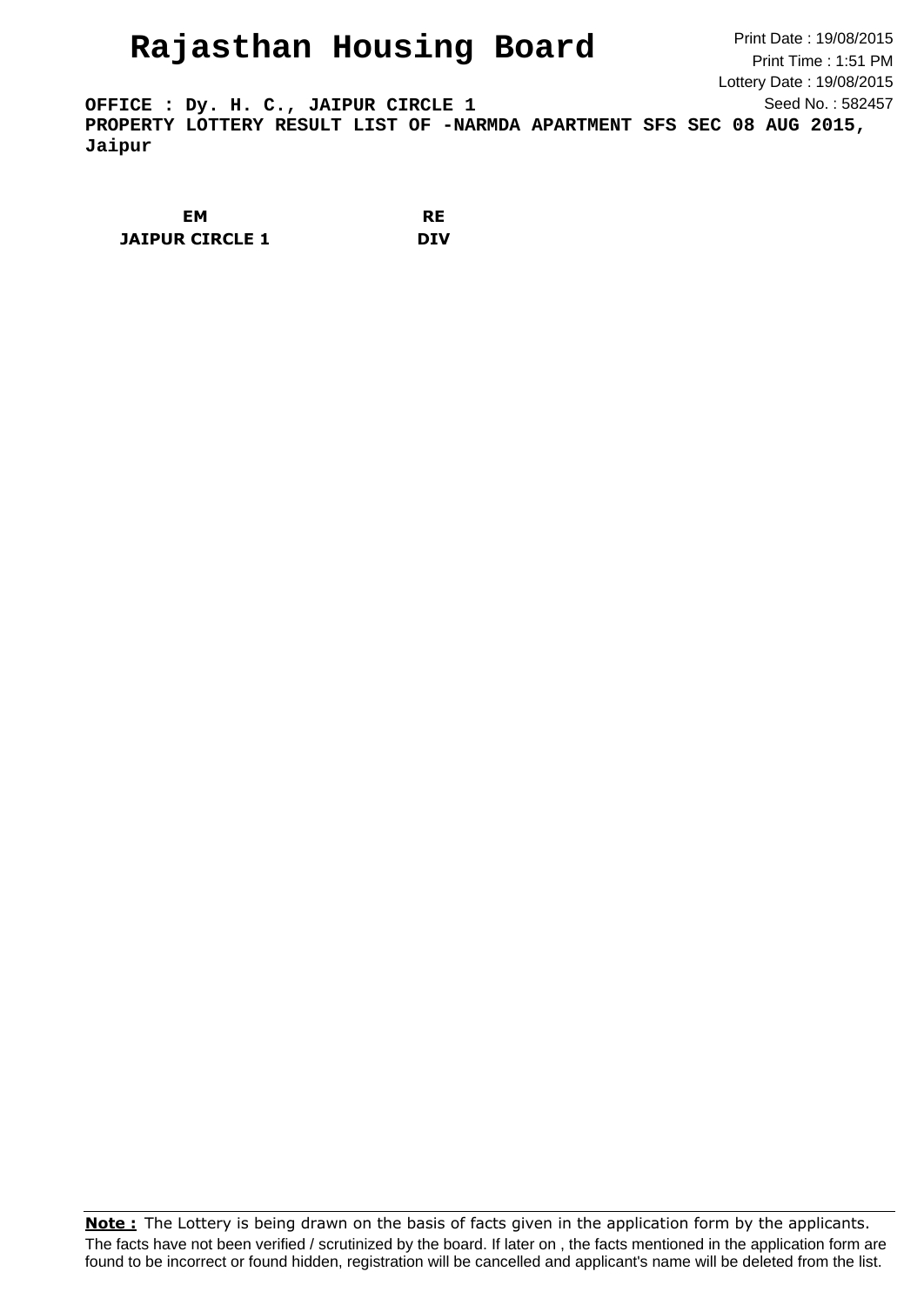# Rajasthan Housing Board

Print Date : 19/08/2015
Print Time : 1:51 PM
Lottery Date : 19/08/2015
Seed No. : 582457

**OFFICE : Dy. H. C., JAIPUR CIRCLE 1**
**PROPERTY LOTTERY RESULT LIST OF -NARMDA APARTMENT SFS SEC 08 AUG 2015, Jaipur**

| | |
|---|---|
| **EM** | **RE** |
| **JAIPUR CIRCLE 1** | **DIV** |

**Note :** The Lottery is being drawn on the basis of facts given in the application form by the applicants. The facts have not been verified / scrutinized by the board. If later on , the facts mentioned in the application form are found to be incorrect or found hidden, registration will be cancelled and applicant's name will be deleted from the list.